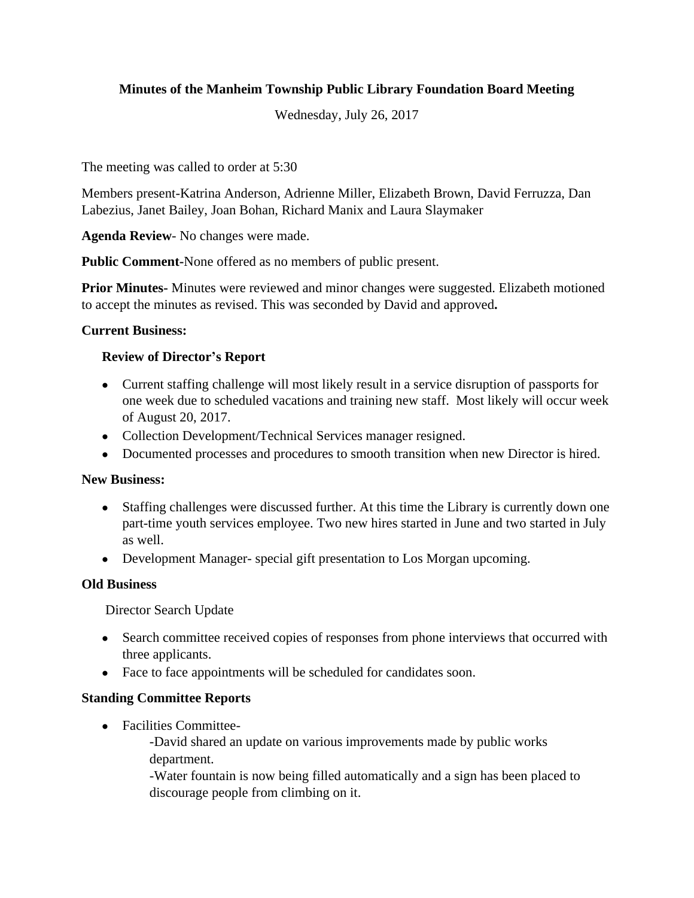**Minutes of the Manheim Township Public Library Foundation Board Meeting**

Wednesday, July 26, 2017

The meeting was called to order at 5:30

Members present-Katrina Anderson, Adrienne Miller, Elizabeth Brown, David Ferruzza, Dan Labezius, Janet Bailey, Joan Bohan, Richard Manix and Laura Slaymaker

**Agenda Review**- No changes were made.

**Public Comment**-None offered as no members of public present.

**Prior Minutes**- Minutes were reviewed and minor changes were suggested. Elizabeth motioned to accept the minutes as revised. This was seconded by David and approved.

**Current Business:**

**Review of Director's Report**

- Current staffing challenge will most likely result in a service disruption of passports for one week due to scheduled vacations and training new staff. Most likely will occur week of August 20, 2017.
- Collection Development/Technical Services manager resigned.
- Documented processes and procedures to smooth transition when new Director is hired.

**New Business:**

- Staffing challenges were discussed further. At this time the Library is currently down one part-time youth services employee. Two new hires started in June and two started in July as well.
- Development Manager- special gift presentation to Los Morgan upcoming.

**Old Business**

Director Search Update

- Search committee received copies of responses from phone interviews that occurred with three applicants.
- Face to face appointments will be scheduled for candidates soon.

**Standing Committee Reports**

- Facilities Committee-
  - -David shared an update on various improvements made by public works department.
  - -Water fountain is now being filled automatically and a sign has been placed to discourage people from climbing on it.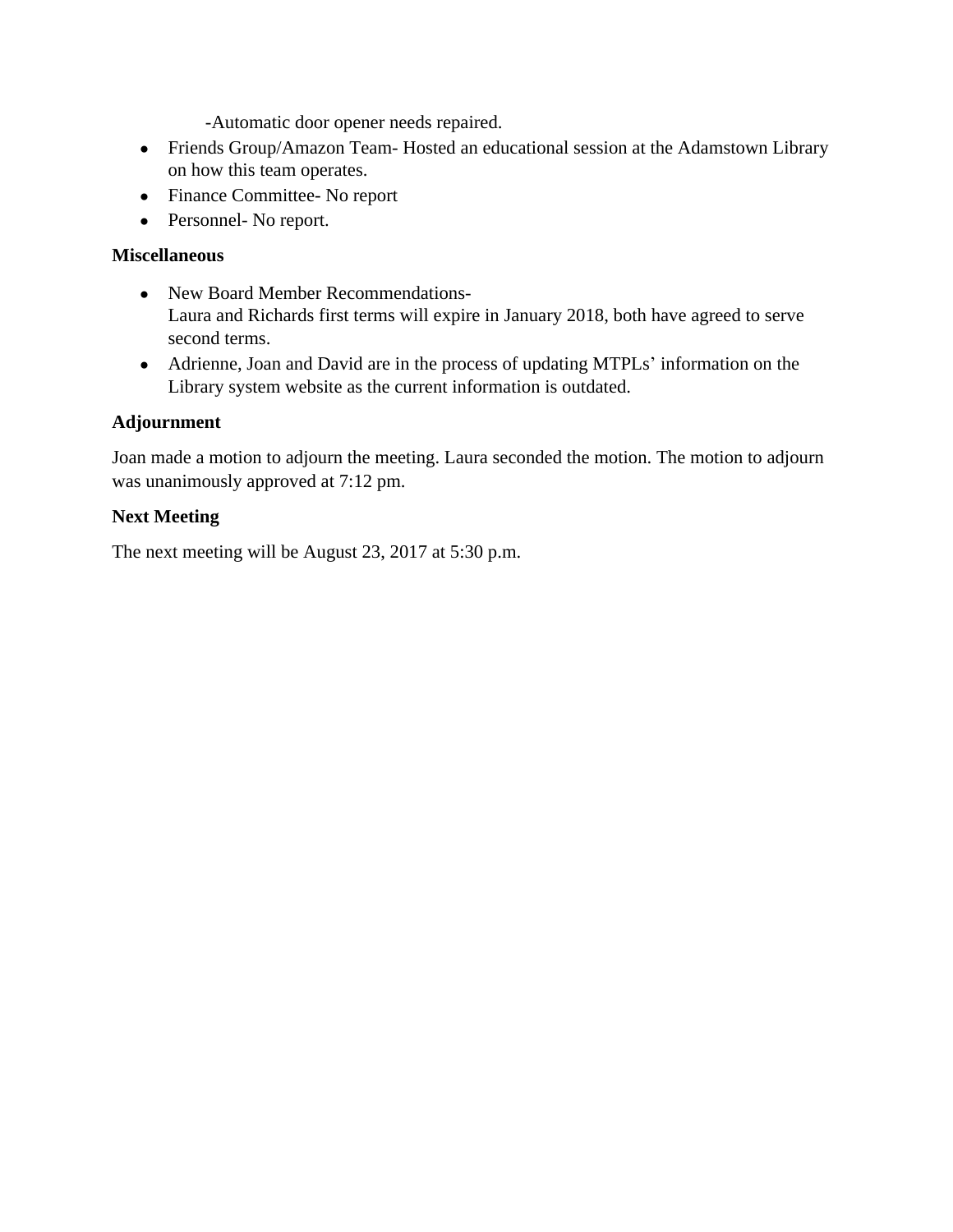-Automatic door opener needs repaired.

- Friends Group/Amazon Team- Hosted an educational session at the Adamstown Library on how this team operates.
- Finance Committee- No report
- Personnel- No report.

**Miscellaneous**

- New Board Member Recommendations-
  Laura and Richards first terms will expire in January 2018, both have agreed to serve second terms.
- Adrienne, Joan and David are in the process of updating MTPLs' information on the Library system website as the current information is outdated.

**Adjournment**

Joan made a motion to adjourn the meeting. Laura seconded the motion. The motion to adjourn was unanimously approved at 7:12 pm.

**Next Meeting**

The next meeting will be August 23, 2017 at 5:30 p.m.